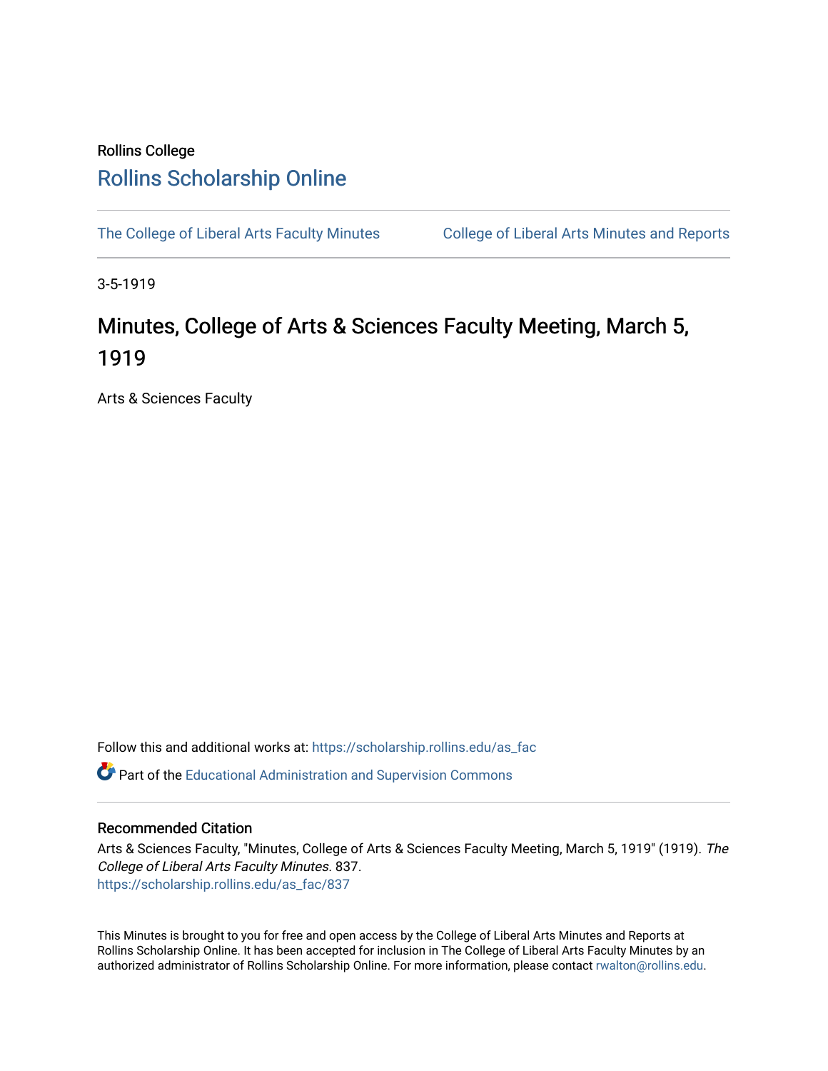Rollins College

# Rollins Scholarship Online

The College of Liberal Arts Faculty Minutes

College of Liberal Arts Minutes and Reports

3-5-1919

# Minutes, College of Arts & Sciences Faculty Meeting, March 5, 1919

Arts & Sciences Faculty

Follow this and additional works at: https://scholarship.rollins.edu/as_fac

Part of the Educational Administration and Supervision Commons

## Recommended Citation

Arts & Sciences Faculty, "Minutes, College of Arts & Sciences Faculty Meeting, March 5, 1919" (1919). *The College of Liberal Arts Faculty Minutes*. 837.
https://scholarship.rollins.edu/as_fac/837

This Minutes is brought to you for free and open access by the College of Liberal Arts Minutes and Reports at Rollins Scholarship Online. It has been accepted for inclusion in The College of Liberal Arts Faculty Minutes by an authorized administrator of Rollins Scholarship Online. For more information, please contact rwalton@rollins.edu.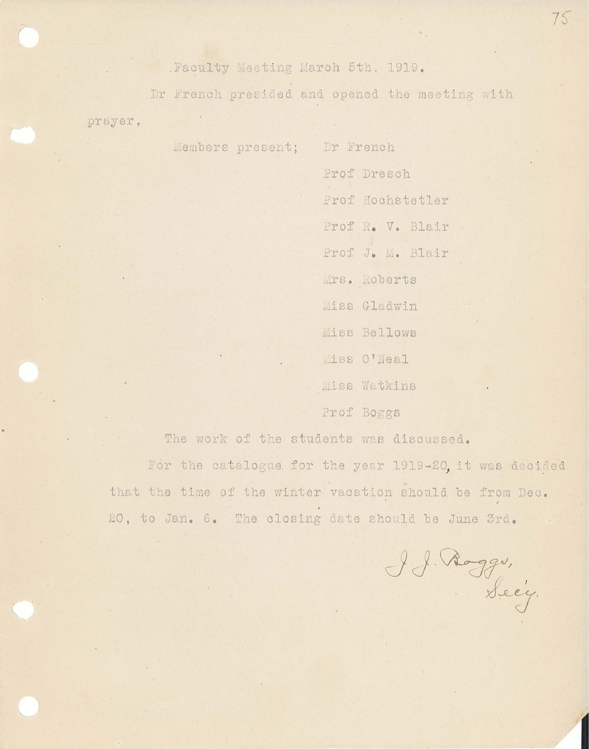Faculty Meeting March 5th, 1919.

Dr French presided and opened the meeting with prayer,

Members present; Dr French
Prof Dresch
Prof Hochstetler
Prof R. V. Blair
Prof J. M. Blair
Mrs. Roberts
Miss Gladwin
Miss Bellows
Miss O'Neal
Miss Watkins
Prof Boggs

The work of the students was discussed.

For the catalogue for the year 1919-20, it was decided that the time of the winter vacation should be from Dec. 20, to Jan. 6. The closing date should be June 3rd.

J. J. Boggs,
Secy.